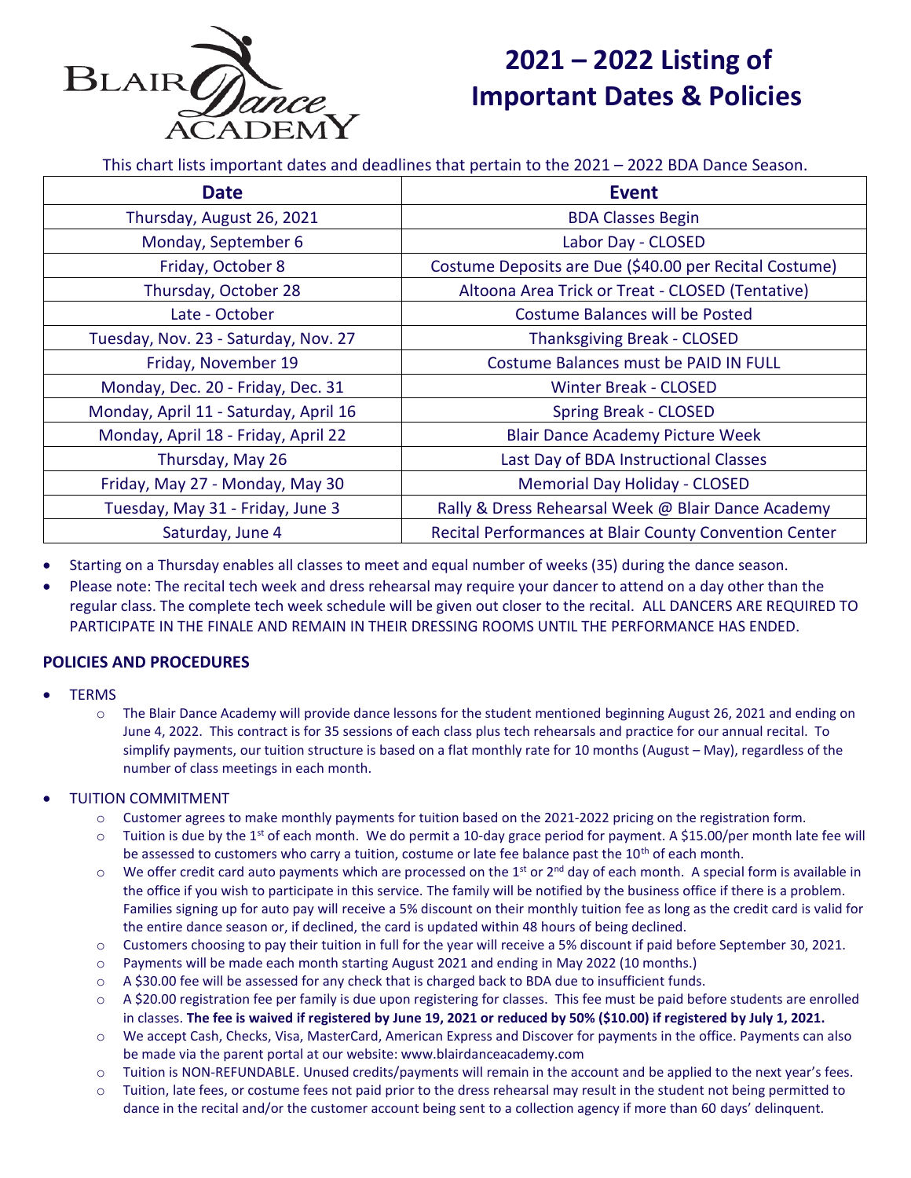# 2021 – 2022 Listing of Important Dates & Policies

This chart lists important dates and deadlines that pertain to the 2021 – 2022 BDA Dance Season.

| Date | Event |
|---|---|
| Thursday, August 26, 2021 | BDA Classes Begin |
| Monday, September 6 | Labor Day - CLOSED |
| Friday, October 8 | Costume Deposits are Due ($40.00 per Recital Costume) |
| Thursday, October 28 | Altoona Area Trick or Treat - CLOSED (Tentative) |
| Late - October | Costume Balances will be Posted |
| Tuesday, Nov. 23 - Saturday, Nov. 27 | Thanksgiving Break - CLOSED |
| Friday, November 19 | Costume Balances must be PAID IN FULL |
| Monday, Dec. 20 - Friday, Dec. 31 | Winter Break - CLOSED |
| Monday, April 11 - Saturday, April 16 | Spring Break - CLOSED |
| Monday, April 18 - Friday, April 22 | Blair Dance Academy Picture Week |
| Thursday, May 26 | Last Day of BDA Instructional Classes |
| Friday, May 27 - Monday, May 30 | Memorial Day Holiday - CLOSED |
| Tuesday, May 31 - Friday, June 3 | Rally & Dress Rehearsal Week @ Blair Dance Academy |
| Saturday, June 4 | Recital Performances at Blair County Convention Center |

- Starting on a Thursday enables all classes to meet and equal number of weeks (35) during the dance season.
- Please note: The recital tech week and dress rehearsal may require your dancer to attend on a day other than the regular class. The complete tech week schedule will be given out closer to the recital. ALL DANCERS ARE REQUIRED TO PARTICIPATE IN THE FINALE AND REMAIN IN THEIR DRESSING ROOMS UNTIL THE PERFORMANCE HAS ENDED.

## POLICIES AND PROCEDURES

- TERMS
  - The Blair Dance Academy will provide dance lessons for the student mentioned beginning August 26, 2021 and ending on June 4, 2022. This contract is for 35 sessions of each class plus tech rehearsals and practice for our annual recital. To simplify payments, our tuition structure is based on a flat monthly rate for 10 months (August – May), regardless of the number of class meetings in each month.
- TUITION COMMITMENT
  - Customer agrees to make monthly payments for tuition based on the 2021-2022 pricing on the registration form.
  - Tuition is due by the 1st of each month. We do permit a 10-day grace period for payment. A $15.00/per month late fee will be assessed to customers who carry a tuition, costume or late fee balance past the 10th of each month.
  - We offer credit card auto payments which are processed on the 1st or 2nd day of each month. A special form is available in the office if you wish to participate in this service. The family will be notified by the business office if there is a problem. Families signing up for auto pay will receive a 5% discount on their monthly tuition fee as long as the credit card is valid for the entire dance season or, if declined, the card is updated within 48 hours of being declined.
  - Customers choosing to pay their tuition in full for the year will receive a 5% discount if paid before September 30, 2021.
  - Payments will be made each month starting August 2021 and ending in May 2022 (10 months.)
  - A $30.00 fee will be assessed for any check that is charged back to BDA due to insufficient funds.
  - A $20.00 registration fee per family is due upon registering for classes. This fee must be paid before students are enrolled in classes. **The fee is waived if registered by June 19, 2021 or reduced by 50% ($10.00) if registered by July 1, 2021.**
  - We accept Cash, Checks, Visa, MasterCard, American Express and Discover for payments in the office. Payments can also be made via the parent portal at our website: www.blairdanceacademy.com
  - Tuition is NON-REFUNDABLE. Unused credits/payments will remain in the account and be applied to the next year's fees.
  - Tuition, late fees, or costume fees not paid prior to the dress rehearsal may result in the student not being permitted to dance in the recital and/or the customer account being sent to a collection agency if more than 60 days' delinquent.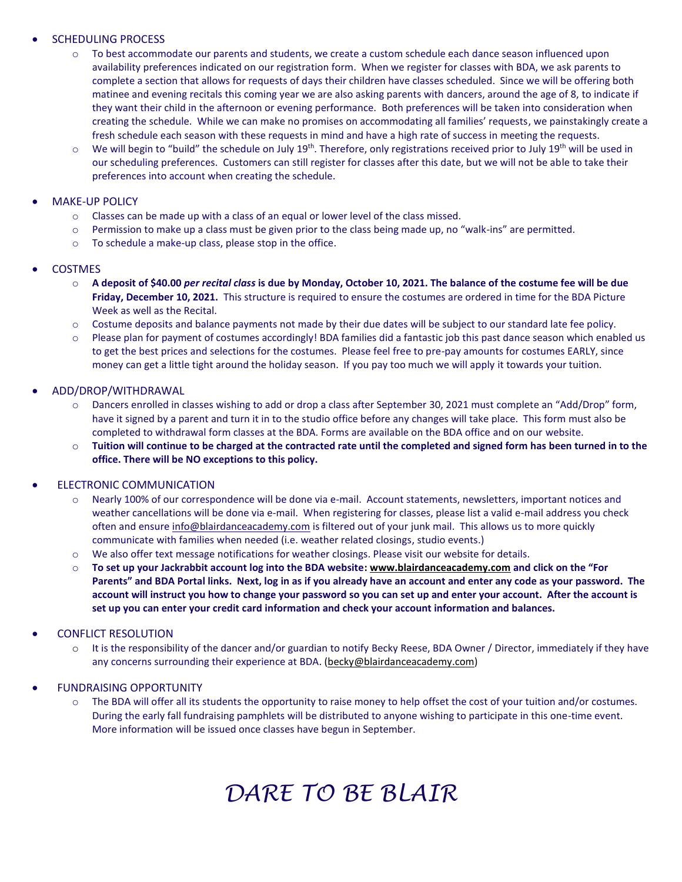- SCHEDULING PROCESS
    - To best accommodate our parents and students, we create a custom schedule each dance season influenced upon availability preferences indicated on our registration form. When we register for classes with BDA, we ask parents to complete a section that allows for requests of days their children have classes scheduled. Since we will be offering both matinee and evening recitals this coming year we are also asking parents with dancers, around the age of 8, to indicate if they want their child in the afternoon or evening performance. Both preferences will be taken into consideration when creating the schedule. While we can make no promises on accommodating all families' requests, we painstakingly create a fresh schedule each season with these requests in mind and have a high rate of success in meeting the requests.
    - We will begin to "build" the schedule on July 19th. Therefore, only registrations received prior to July 19th will be used in our scheduling preferences. Customers can still register for classes after this date, but we will not be able to take their preferences into account when creating the schedule.

- MAKE-UP POLICY
    - Classes can be made up with a class of an equal or lower level of the class missed.
    - Permission to make up a class must be given prior to the class being made up, no "walk-ins" are permitted.
    - To schedule a make-up class, please stop in the office.

- COSTMES
    - **A deposit of $40.00 *per recital class* is due by Monday, October 10, 2021. The balance of the costume fee will be due Friday, December 10, 2021.** This structure is required to ensure the costumes are ordered in time for the BDA Picture Week as well as the Recital.
    - Costume deposits and balance payments not made by their due dates will be subject to our standard late fee policy.
    - Please plan for payment of costumes accordingly! BDA families did a fantastic job this past dance season which enabled us to get the best prices and selections for the costumes. Please feel free to pre-pay amounts for costumes EARLY, since money can get a little tight around the holiday season. If you pay too much we will apply it towards your tuition.

- ADD/DROP/WITHDRAWAL
    - Dancers enrolled in classes wishing to add or drop a class after September 30, 2021 must complete an "Add/Drop" form, have it signed by a parent and turn it in to the studio office before any changes will take place. This form must also be completed to withdrawal form classes at the BDA. Forms are available on the BDA office and on our website.
    - **Tuition will continue to be charged at the contracted rate until the completed and signed form has been turned in to the office. There will be NO exceptions to this policy.**

- ELECTRONIC COMMUNICATION
    - Nearly 100% of our correspondence will be done via e-mail. Account statements, newsletters, important notices and weather cancellations will be done via e-mail. When registering for classes, please list a valid e-mail address you check often and ensure info@blairdanceacademy.com is filtered out of your junk mail. This allows us to more quickly communicate with families when needed (i.e. weather related closings, studio events.)
    - We also offer text message notifications for weather closings. Please visit our website for details.
    - **To set up your Jackrabbit account log into the BDA website: www.blairdanceacademy.com and click on the "For Parents" and BDA Portal links. Next, log in as if you already have an account and enter any code as your password. The account will instruct you how to change your password so you can set up and enter your account. After the account is set up you can enter your credit card information and check your account information and balances.**

- CONFLICT RESOLUTION
    - It is the responsibility of the dancer and/or guardian to notify Becky Reese, BDA Owner / Director, immediately if they have any concerns surrounding their experience at BDA. (becky@blairdanceacademy.com)

- FUNDRAISING OPPORTUNITY
    - The BDA will offer all its students the opportunity to raise money to help offset the cost of your tuition and/or costumes. During the early fall fundraising pamphlets will be distributed to anyone wishing to participate in this one-time event. More information will be issued once classes have begun in September.

# *DARE TO BE BLAIR*